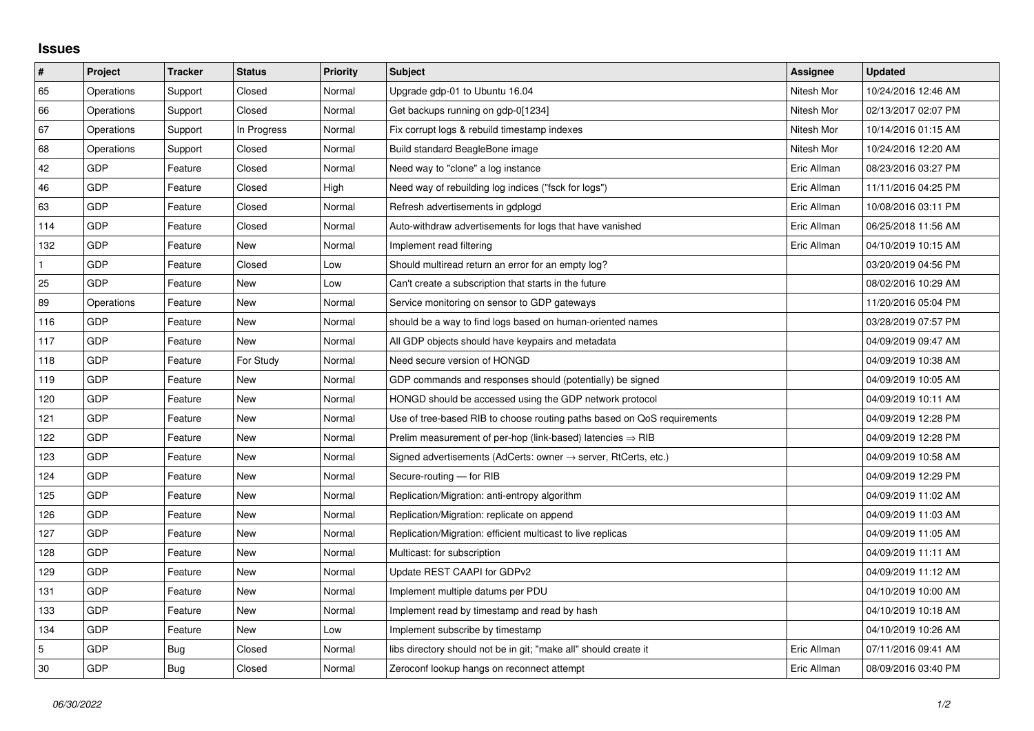## Issues

| # | Project | Tracker | Status | Priority | Subject | Assignee | Updated |
|---|---|---|---|---|---|---|---|
| 65 | Operations | Support | Closed | Normal | Upgrade gdp-01 to Ubuntu 16.04 | Nitesh Mor | 10/24/2016 12:46 AM |
| 66 | Operations | Support | Closed | Normal | Get backups running on gdp-0[1234] | Nitesh Mor | 02/13/2017 02:07 PM |
| 67 | Operations | Support | In Progress | Normal | Fix corrupt logs & rebuild timestamp indexes | Nitesh Mor | 10/14/2016 01:15 AM |
| 68 | Operations | Support | Closed | Normal | Build standard BeagleBone image | Nitesh Mor | 10/24/2016 12:20 AM |
| 42 | GDP | Feature | Closed | Normal | Need way to "clone" a log instance | Eric Allman | 08/23/2016 03:27 PM |
| 46 | GDP | Feature | Closed | High | Need way of rebuilding log indices ("fsck for logs") | Eric Allman | 11/11/2016 04:25 PM |
| 63 | GDP | Feature | Closed | Normal | Refresh advertisements in gdplogd | Eric Allman | 10/08/2016 03:11 PM |
| 114 | GDP | Feature | Closed | Normal | Auto-withdraw advertisements for logs that have vanished | Eric Allman | 06/25/2018 11:56 AM |
| 132 | GDP | Feature | New | Normal | Implement read filtering | Eric Allman | 04/10/2019 10:15 AM |
| 1 | GDP | Feature | Closed | Low | Should multiread return an error for an empty log? | | 03/20/2019 04:56 PM |
| 25 | GDP | Feature | New | Low | Can't create a subscription that starts in the future | | 08/02/2016 10:29 AM |
| 89 | Operations | Feature | New | Normal | Service monitoring on sensor to GDP gateways | | 11/20/2016 05:04 PM |
| 116 | GDP | Feature | New | Normal | should be a way to find logs based on human-oriented names | | 03/28/2019 07:57 PM |
| 117 | GDP | Feature | New | Normal | All GDP objects should have keypairs and metadata | | 04/09/2019 09:47 AM |
| 118 | GDP | Feature | For Study | Normal | Need secure version of HONGD | | 04/09/2019 10:38 AM |
| 119 | GDP | Feature | New | Normal | GDP commands and responses should (potentially) be signed | | 04/09/2019 10:05 AM |
| 120 | GDP | Feature | New | Normal | HONGD should be accessed using the GDP network protocol | | 04/09/2019 10:11 AM |
| 121 | GDP | Feature | New | Normal | Use of tree-based RIB to choose routing paths based on QoS requirements | | 04/09/2019 12:28 PM |
| 122 | GDP | Feature | New | Normal | Prelim measurement of per-hop (link-based) latencies ⇒ RIB | | 04/09/2019 12:28 PM |
| 123 | GDP | Feature | New | Normal | Signed advertisements (AdCerts: owner → server, RtCerts, etc.) | | 04/09/2019 10:58 AM |
| 124 | GDP | Feature | New | Normal | Secure-routing — for RIB | | 04/09/2019 12:29 PM |
| 125 | GDP | Feature | New | Normal | Replication/Migration: anti-entropy algorithm | | 04/09/2019 11:02 AM |
| 126 | GDP | Feature | New | Normal | Replication/Migration: replicate on append | | 04/09/2019 11:03 AM |
| 127 | GDP | Feature | New | Normal | Replication/Migration: efficient multicast to live replicas | | 04/09/2019 11:05 AM |
| 128 | GDP | Feature | New | Normal | Multicast: for subscription | | 04/09/2019 11:11 AM |
| 129 | GDP | Feature | New | Normal | Update REST CAAPI for GDPv2 | | 04/09/2019 11:12 AM |
| 131 | GDP | Feature | New | Normal | Implement multiple datums per PDU | | 04/10/2019 10:00 AM |
| 133 | GDP | Feature | New | Normal | Implement read by timestamp and read by hash | | 04/10/2019 10:18 AM |
| 134 | GDP | Feature | New | Low | Implement subscribe by timestamp | | 04/10/2019 10:26 AM |
| 5 | GDP | Bug | Closed | Normal | libs directory should not be in git; "make all" should create it | Eric Allman | 07/11/2016 09:41 AM |
| 30 | GDP | Bug | Closed | Normal | Zeroconf lookup hangs on reconnect attempt | Eric Allman | 08/09/2016 03:40 PM |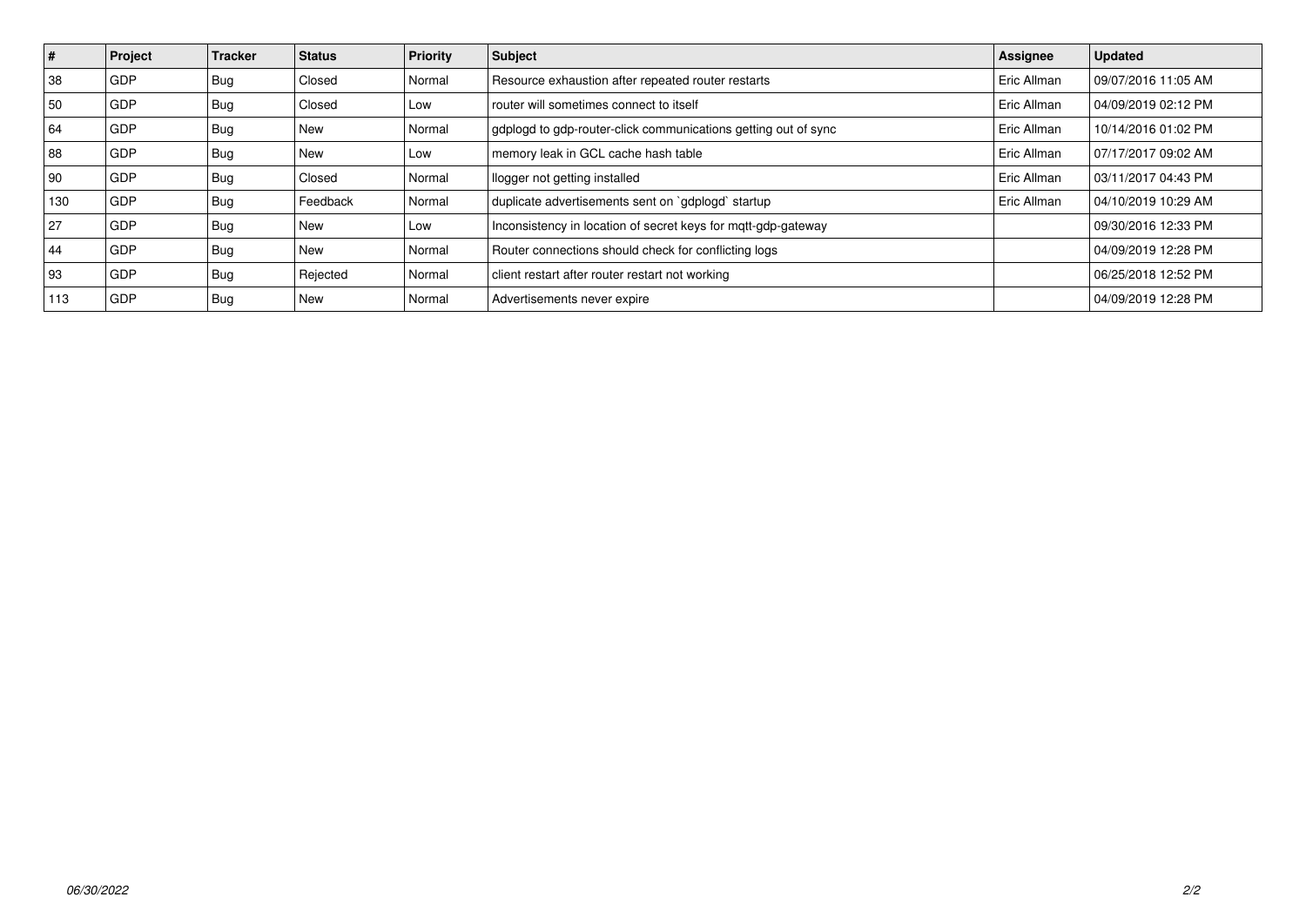| # | Project | Tracker | Status | Priority | Subject | Assignee | Updated |
|---|---|---|---|---|---|---|---|
| 38 | GDP | Bug | Closed | Normal | Resource exhaustion after repeated router restarts | Eric Allman | 09/07/2016 11:05 AM |
| 50 | GDP | Bug | Closed | Low | router will sometimes connect to itself | Eric Allman | 04/09/2019 02:12 PM |
| 64 | GDP | Bug | New | Normal | gdplogd to gdp-router-click communications getting out of sync | Eric Allman | 10/14/2016 01:02 PM |
| 88 | GDP | Bug | New | Low | memory leak in GCL cache hash table | Eric Allman | 07/17/2017 09:02 AM |
| 90 | GDP | Bug | Closed | Normal | llogger not getting installed | Eric Allman | 03/11/2017 04:43 PM |
| 130 | GDP | Bug | Feedback | Normal | duplicate advertisements sent on `gdplogd` startup | Eric Allman | 04/10/2019 10:29 AM |
| 27 | GDP | Bug | New | Low | Inconsistency in location of secret keys for mqtt-gdp-gateway | | 09/30/2016 12:33 PM |
| 44 | GDP | Bug | New | Normal | Router connections should check for conflicting logs | | 04/09/2019 12:28 PM |
| 93 | GDP | Bug | Rejected | Normal | client restart after router restart not working | | 06/25/2018 12:52 PM |
| 113 | GDP | Bug | New | Normal | Advertisements never expire | | 04/09/2019 12:28 PM |